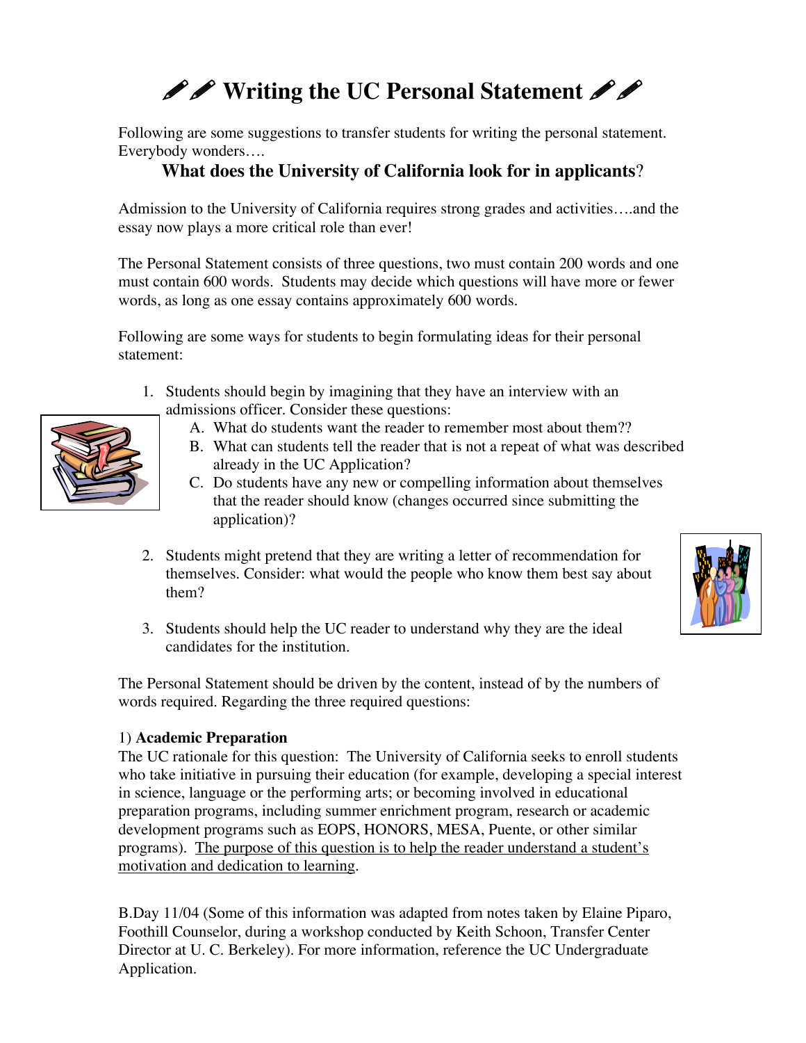# ✏✏ Writing the UC Personal Statement ✏✏

Following are some suggestions to transfer students for writing the personal statement. Everybody wonders….

## What does the University of California look for in applicants?

Admission to the University of California requires strong grades and activities….and the essay now plays a more critical role than ever!

The Personal Statement consists of three questions, two must contain 200 words and one must contain 600 words. Students may decide which questions will have more or fewer words, as long as one essay contains approximately 600 words.

Following are some ways for students to begin formulating ideas for their personal statement:

1. Students should begin by imagining that they have an interview with an admissions officer. Consider these questions:
   A. What do students want the reader to remember most about them??
   B. What can students tell the reader that is not a repeat of what was described already in the UC Application?
   C. Do students have any new or compelling information about themselves that the reader should know (changes occurred since submitting the application)?
2. Students might pretend that they are writing a letter of recommendation for themselves. Consider: what would the people who know them best say about them?
3. Students should help the UC reader to understand why they are the ideal candidates for the institution.

The Personal Statement should be driven by the content, instead of by the numbers of words required. Regarding the three required questions:

1) **Academic Preparation**
The UC rationale for this question: The University of California seeks to enroll students who take initiative in pursuing their education (for example, developing a special interest in science, language or the performing arts; or becoming involved in educational preparation programs, including summer enrichment program, research or academic development programs such as EOPS, HONORS, MESA, Puente, or other similar programs). <u>The purpose of this question is to help the reader understand a student's motivation and dedication to learning</u>.

B.Day 11/04 (Some of this information was adapted from notes taken by Elaine Piparo, Foothill Counselor, during a workshop conducted by Keith Schoon, Transfer Center Director at U. C. Berkeley). For more information, reference the UC Undergraduate Application.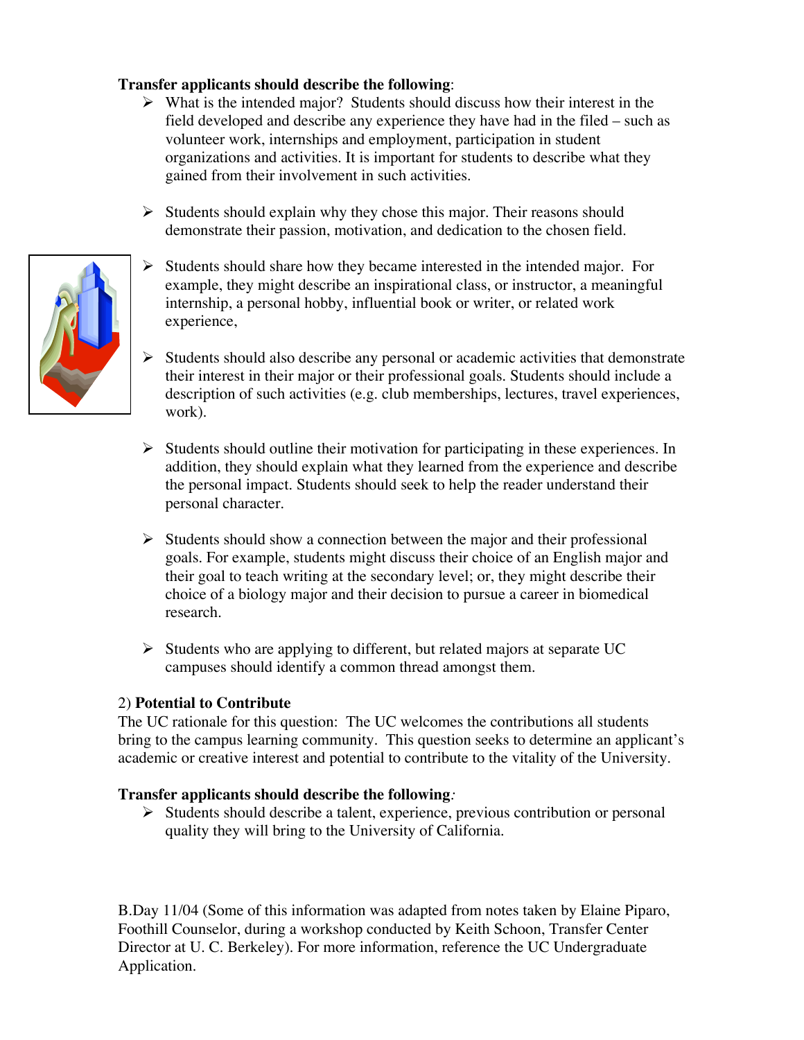**Transfer applicants should describe the following**:

- What is the intended major? Students should discuss how their interest in the field developed and describe any experience they have had in the filed – such as volunteer work, internships and employment, participation in student organizations and activities. It is important for students to describe what they gained from their involvement in such activities.

- Students should explain why they chose this major. Their reasons should demonstrate their passion, motivation, and dedication to the chosen field.

- Students should share how they became interested in the intended major. For example, they might describe an inspirational class, or instructor, a meaningful internship, a personal hobby, influential book or writer, or related work experience,

- Students should also describe any personal or academic activities that demonstrate their interest in their major or their professional goals. Students should include a description of such activities (e.g. club memberships, lectures, travel experiences, work).

- Students should outline their motivation for participating in these experiences. In addition, they should explain what they learned from the experience and describe the personal impact. Students should seek to help the reader understand their personal character.

- Students should show a connection between the major and their professional goals. For example, students might discuss their choice of an English major and their goal to teach writing at the secondary level; or, they might describe their choice of a biology major and their decision to pursue a career in biomedical research.

- Students who are applying to different, but related majors at separate UC campuses should identify a common thread amongst them.

2) **Potential to Contribute**

The UC rationale for this question: The UC welcomes the contributions all students bring to the campus learning community. This question seeks to determine an applicant's academic or creative interest and potential to contribute to the vitality of the University.

**Transfer applicants should describe the following***:*

- Students should describe a talent, experience, previous contribution or personal quality they will bring to the University of California.

B.Day 11/04 (Some of this information was adapted from notes taken by Elaine Piparo, Foothill Counselor, during a workshop conducted by Keith Schoon, Transfer Center Director at U. C. Berkeley). For more information, reference the UC Undergraduate Application.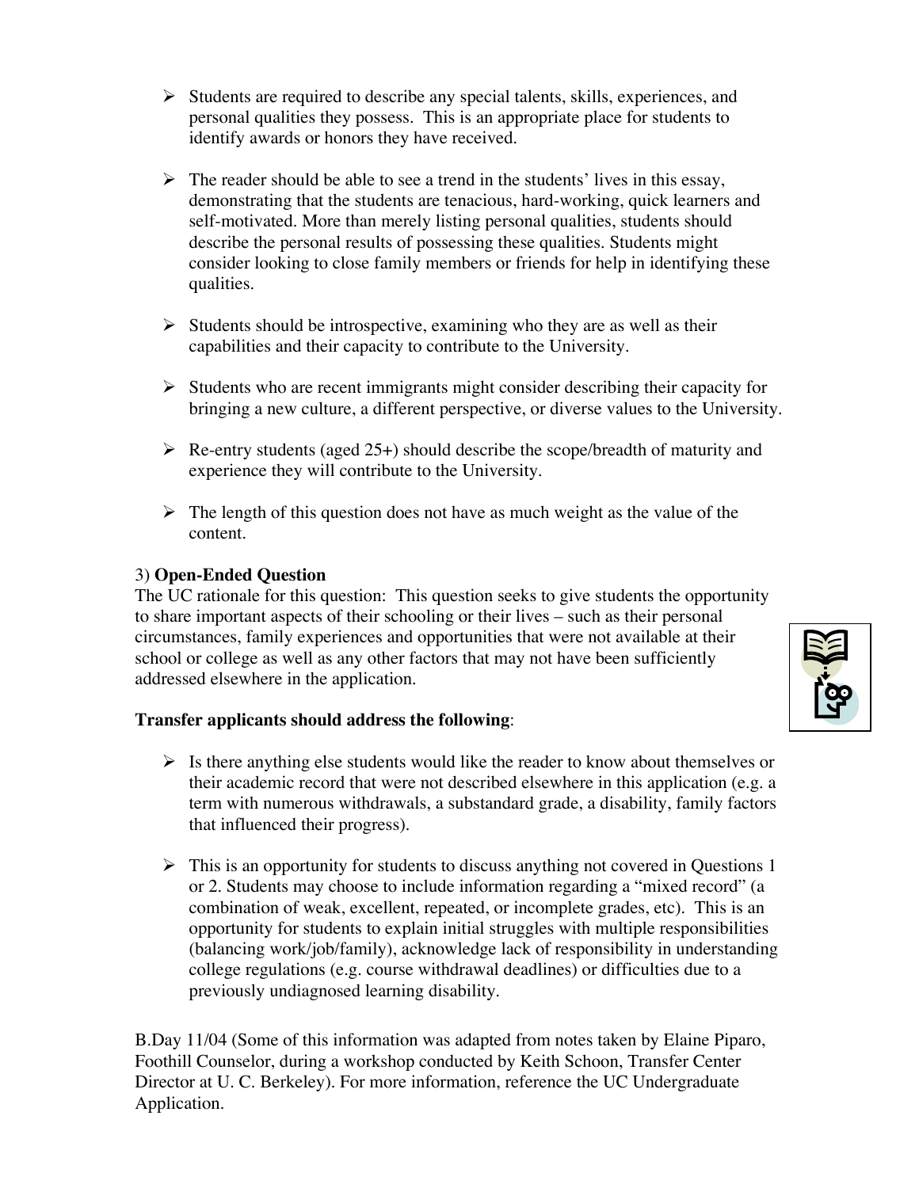- Students are required to describe any special talents, skills, experiences, and personal qualities they possess. This is an appropriate place for students to identify awards or honors they have received.

- The reader should be able to see a trend in the students' lives in this essay, demonstrating that the students are tenacious, hard-working, quick learners and self-motivated. More than merely listing personal qualities, students should describe the personal results of possessing these qualities. Students might consider looking to close family members or friends for help in identifying these qualities.

- Students should be introspective, examining who they are as well as their capabilities and their capacity to contribute to the University.

- Students who are recent immigrants might consider describing their capacity for bringing a new culture, a different perspective, or diverse values to the University.

- Re-entry students (aged 25+) should describe the scope/breadth of maturity and experience they will contribute to the University.

- The length of this question does not have as much weight as the value of the content.

3) **Open-Ended Question**

The UC rationale for this question: This question seeks to give students the opportunity to share important aspects of their schooling or their lives – such as their personal circumstances, family experiences and opportunities that were not available at their school or college as well as any other factors that may not have been sufficiently addressed elsewhere in the application.

**Transfer applicants should address the following**:

- Is there anything else students would like the reader to know about themselves or their academic record that were not described elsewhere in this application (e.g. a term with numerous withdrawals, a substandard grade, a disability, family factors that influenced their progress).

- This is an opportunity for students to discuss anything not covered in Questions 1 or 2. Students may choose to include information regarding a "mixed record" (a combination of weak, excellent, repeated, or incomplete grades, etc). This is an opportunity for students to explain initial struggles with multiple responsibilities (balancing work/job/family), acknowledge lack of responsibility in understanding college regulations (e.g. course withdrawal deadlines) or difficulties due to a previously undiagnosed learning disability.

B.Day 11/04 (Some of this information was adapted from notes taken by Elaine Piparo, Foothill Counselor, during a workshop conducted by Keith Schoon, Transfer Center Director at U. C. Berkeley). For more information, reference the UC Undergraduate Application.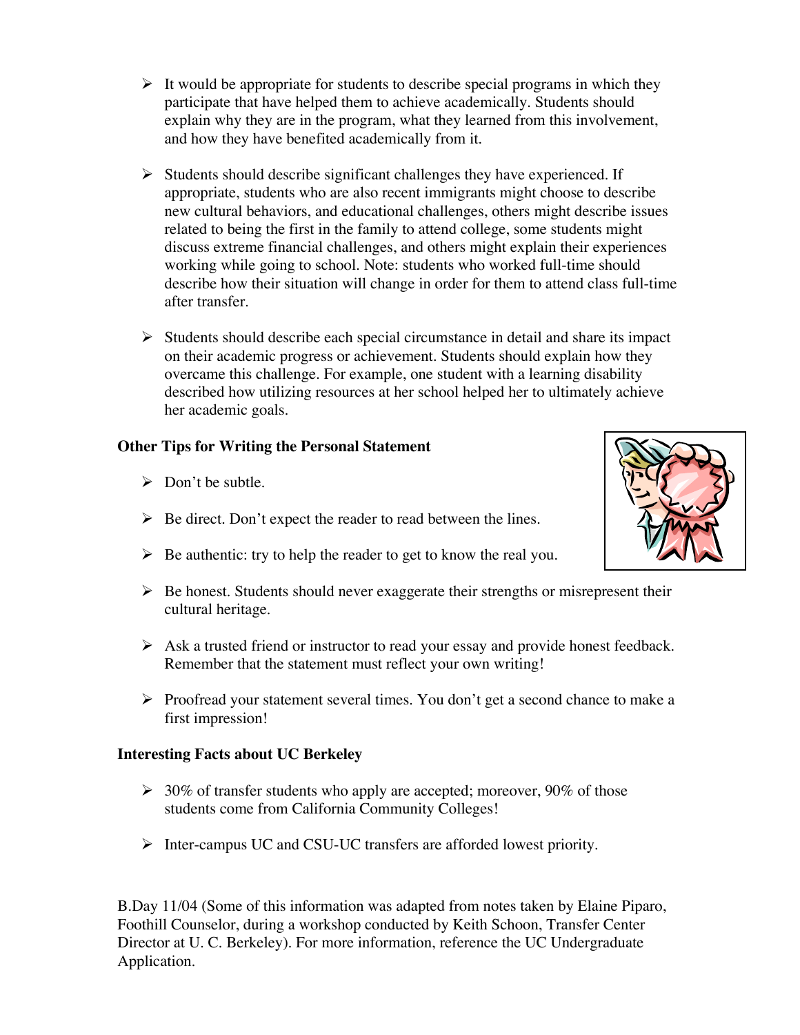- It would be appropriate for students to describe special programs in which they participate that have helped them to achieve academically. Students should explain why they are in the program, what they learned from this involvement, and how they have benefited academically from it.

- Students should describe significant challenges they have experienced. If appropriate, students who are also recent immigrants might choose to describe new cultural behaviors, and educational challenges, others might describe issues related to being the first in the family to attend college, some students might discuss extreme financial challenges, and others might explain their experiences working while going to school. Note: students who worked full-time should describe how their situation will change in order for them to attend class full-time after transfer.

- Students should describe each special circumstance in detail and share its impact on their academic progress or achievement. Students should explain how they overcame this challenge. For example, one student with a learning disability described how utilizing resources at her school helped her to ultimately achieve her academic goals.

**Other Tips for Writing the Personal Statement**

- Don't be subtle.

- Be direct. Don't expect the reader to read between the lines.

- Be authentic: try to help the reader to get to know the real you.

- Be honest. Students should never exaggerate their strengths or misrepresent their cultural heritage.

- Ask a trusted friend or instructor to read your essay and provide honest feedback. Remember that the statement must reflect your own writing!

- Proofread your statement several times. You don't get a second chance to make a first impression!

**Interesting Facts about UC Berkeley**

- 30% of transfer students who apply are accepted; moreover, 90% of those students come from California Community Colleges!

- Inter-campus UC and CSU-UC transfers are afforded lowest priority.

B.Day 11/04 (Some of this information was adapted from notes taken by Elaine Piparo, Foothill Counselor, during a workshop conducted by Keith Schoon, Transfer Center Director at U. C. Berkeley). For more information, reference the UC Undergraduate Application.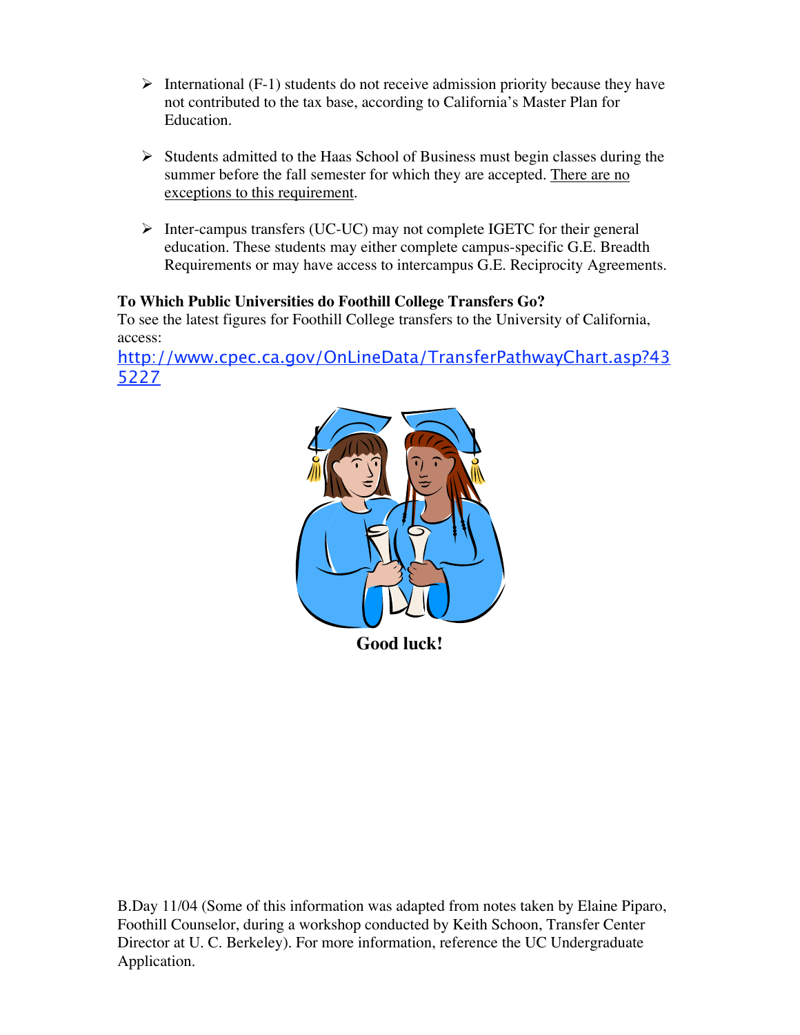- International (F-1) students do not receive admission priority because they have not contributed to the tax base, according to California's Master Plan for Education.

- Students admitted to the Haas School of Business must begin classes during the summer before the fall semester for which they are accepted. There are no exceptions to this requirement.

- Inter-campus transfers (UC-UC) may not complete IGETC for their general education. These students may either complete campus-specific G.E. Breadth Requirements or may have access to intercampus G.E. Reciprocity Agreements.

**To Which Public Universities do Foothill College Transfers Go?**

To see the latest figures for Foothill College transfers to the University of California, access:

http://www.cpec.ca.gov/OnLineData/TransferPathwayChart.asp?435227

**Good luck!**

B.Day 11/04 (Some of this information was adapted from notes taken by Elaine Piparo, Foothill Counselor, during a workshop conducted by Keith Schoon, Transfer Center Director at U. C. Berkeley). For more information, reference the UC Undergraduate Application.